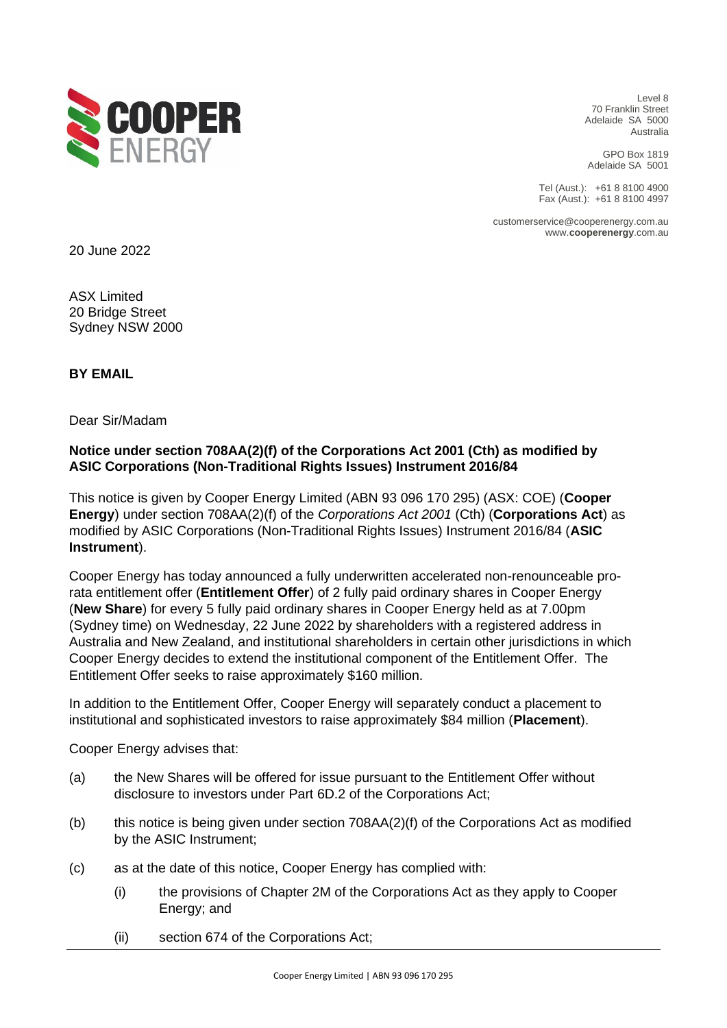**COOPER ENERGY**

Level 8
70 Franklin Street
Adelaide SA 5000
Australia

GPO Box 1819
Adelaide SA 5001

Tel (Aust.): +61 8 8100 4900
Fax (Aust.): +61 8 8100 4997

customerservice@cooperenergy.com.au
www.**cooperenergy**.com.au

20 June 2022

ASX Limited
20 Bridge Street
Sydney NSW 2000

**BY EMAIL**

Dear Sir/Madam

**Notice under section 708AA(2)(f) of the Corporations Act 2001 (Cth) as modified by ASIC Corporations (Non-Traditional Rights Issues) Instrument 2016/84**

This notice is given by Cooper Energy Limited (ABN 93 096 170 295) (ASX: COE) (**Cooper Energy**) under section 708AA(2)(f) of the *Corporations Act 2001* (Cth) (**Corporations Act**) as modified by ASIC Corporations (Non-Traditional Rights Issues) Instrument 2016/84 (**ASIC Instrument**).

Cooper Energy has today announced a fully underwritten accelerated non-renounceable pro-rata entitlement offer (**Entitlement Offer**) of 2 fully paid ordinary shares in Cooper Energy (**New Share**) for every 5 fully paid ordinary shares in Cooper Energy held as at 7.00pm (Sydney time) on Wednesday, 22 June 2022 by shareholders with a registered address in Australia and New Zealand, and institutional shareholders in certain other jurisdictions in which Cooper Energy decides to extend the institutional component of the Entitlement Offer. The Entitlement Offer seeks to raise approximately $160 million.

In addition to the Entitlement Offer, Cooper Energy will separately conduct a placement to institutional and sophisticated investors to raise approximately $84 million (**Placement**).

Cooper Energy advises that:

(a) the New Shares will be offered for issue pursuant to the Entitlement Offer without disclosure to investors under Part 6D.2 of the Corporations Act;

(b) this notice is being given under section 708AA(2)(f) of the Corporations Act as modified by the ASIC Instrument;

(c) as at the date of this notice, Cooper Energy has complied with:

  (i) the provisions of Chapter 2M of the Corporations Act as they apply to Cooper Energy; and

  (ii) section 674 of the Corporations Act;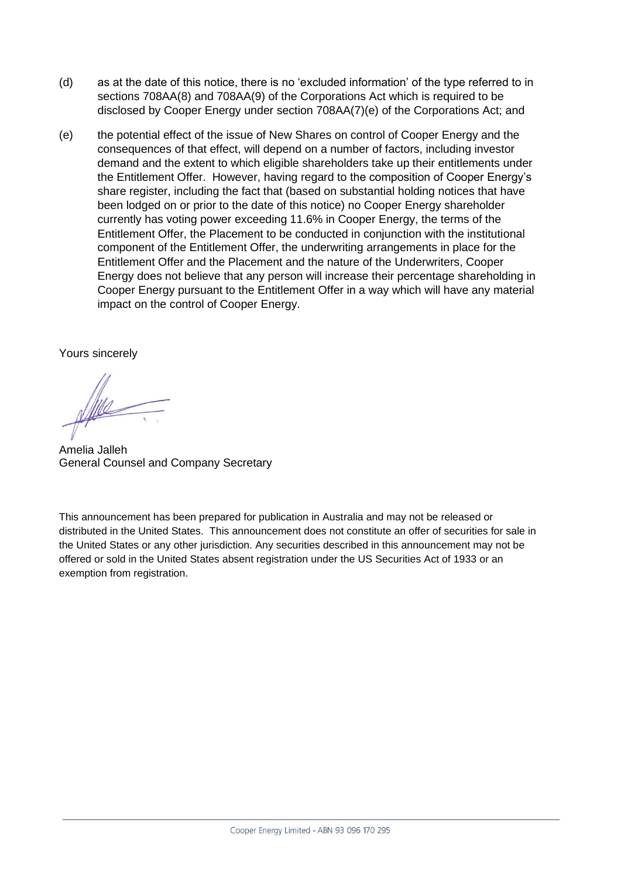(d) as at the date of this notice, there is no 'excluded information' of the type referred to in sections 708AA(8) and 708AA(9) of the Corporations Act which is required to be disclosed by Cooper Energy under section 708AA(7)(e) of the Corporations Act; and

(e) the potential effect of the issue of New Shares on control of Cooper Energy and the consequences of that effect, will depend on a number of factors, including investor demand and the extent to which eligible shareholders take up their entitlements under the Entitlement Offer. However, having regard to the composition of Cooper Energy's share register, including the fact that (based on substantial holding notices that have been lodged on or prior to the date of this notice) no Cooper Energy shareholder currently has voting power exceeding 11.6% in Cooper Energy, the terms of the Entitlement Offer, the Placement to be conducted in conjunction with the institutional component of the Entitlement Offer, the underwriting arrangements in place for the Entitlement Offer and the Placement and the nature of the Underwriters, Cooper Energy does not believe that any person will increase their percentage shareholding in Cooper Energy pursuant to the Entitlement Offer in a way which will have any material impact on the control of Cooper Energy.

Yours sincerely

Amelia Jalleh
General Counsel and Company Secretary

This announcement has been prepared for publication in Australia and may not be released or distributed in the United States. This announcement does not constitute an offer of securities for sale in the United States or any other jurisdiction. Any securities described in this announcement may not be offered or sold in the United States absent registration under the US Securities Act of 1933 or an exemption from registration.